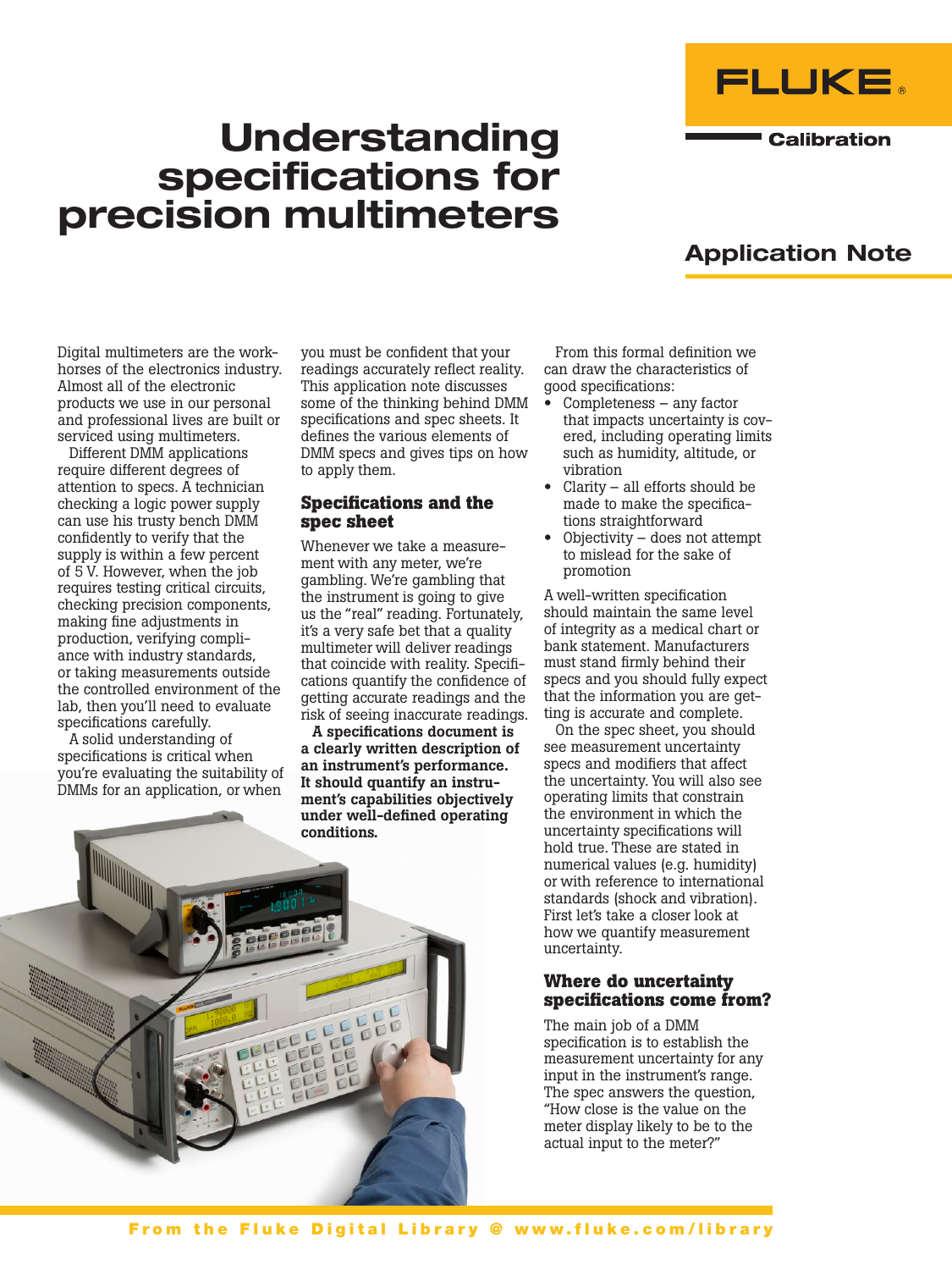# Understanding specifications for precision multimeters

FLUKE

Calibration

Application Note

Digital multimeters are the workhorses of the electronics industry. Almost all of the electronic products we use in our personal and professional lives are built or serviced using multimeters.

Different DMM applications require different degrees of attention to specs. A technician checking a logic power supply can use his trusty bench DMM confidently to verify that the supply is within a few percent of 5 V. However, when the job requires testing critical circuits, checking precision components, making fine adjustments in production, verifying compliance with industry standards, or taking measurements outside the controlled environment of the lab, then you'll need to evaluate specifications carefully.

A solid understanding of specifications is critical when you're evaluating the suitability of DMMs for an application, or when you must be confident that your readings accurately reflect reality. This application note discusses some of the thinking behind DMM specifications and spec sheets. It defines the various elements of DMM specs and gives tips on how to apply them.

## Specifications and the spec sheet

Whenever we take a measurement with any meter, we're gambling. We're gambling that the instrument is going to give us the "real" reading. Fortunately, it's a very safe bet that a quality multimeter will deliver readings that coincide with reality. Specifications quantify the confidence of getting accurate readings and the risk of seeing inaccurate readings.

**A specifications document is a clearly written description of an instrument's performance. It should quantify an instrument's capabilities objectively under well-defined operating conditions.**

From this formal definition we can draw the characteristics of good specifications:

- Completeness – any factor that impacts uncertainty is covered, including operating limits such as humidity, altitude, or vibration
- Clarity – all efforts should be made to make the specifications straightforward
- Objectivity – does not attempt to mislead for the sake of promotion

A well-written specification should maintain the same level of integrity as a medical chart or bank statement. Manufacturers must stand firmly behind their specs and you should fully expect that the information you are getting is accurate and complete.

On the spec sheet, you should see measurement uncertainty specs and modifiers that affect the uncertainty. You will also see operating limits that constrain the environment in which the uncertainty specifications will hold true. These are stated in numerical values (e.g. humidity) or with reference to international standards (shock and vibration). First let's take a closer look at how we quantify measurement uncertainty.

## Where do uncertainty specifications come from?

The main job of a DMM specification is to establish the measurement uncertainty for any input in the instrument's range. The spec answers the question, "How close is the value on the meter display likely to be to the actual input to the meter?"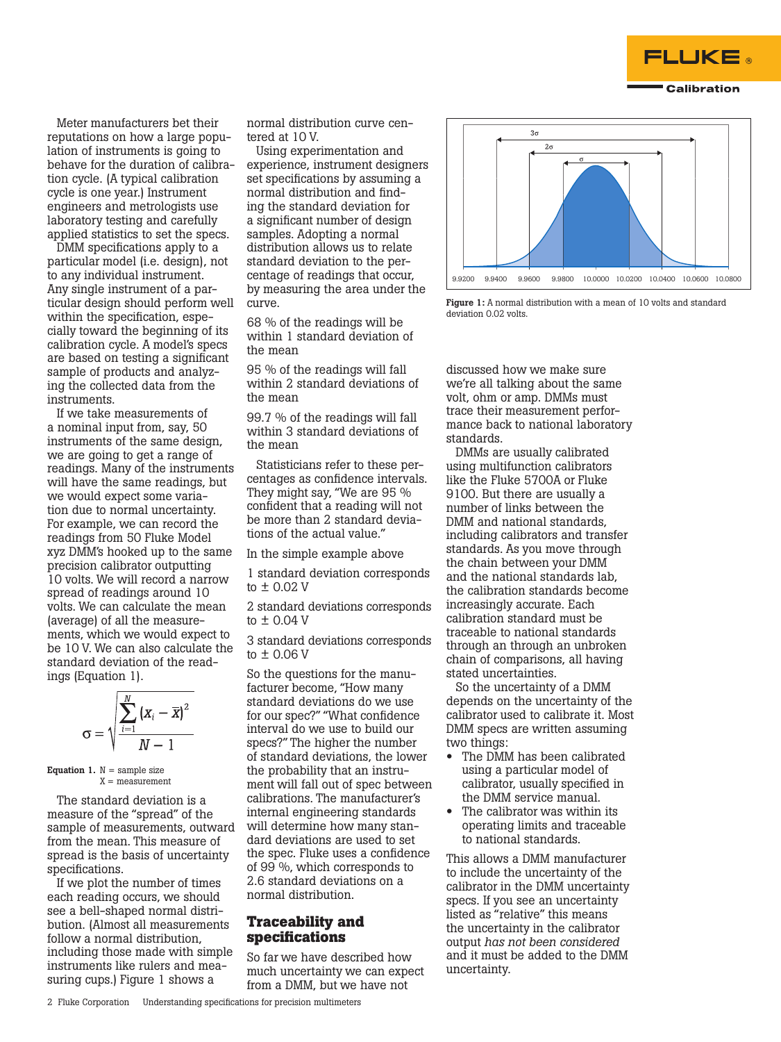Meter manufacturers bet their reputations on how a large population of instruments is going to behave for the duration of calibration cycle. (A typical calibration cycle is one year.) Instrument engineers and metrologists use laboratory testing and carefully applied statistics to set the specs.

DMM specifications apply to a particular model (i.e. design), not to any individual instrument. Any single instrument of a particular design should perform well within the specification, especially toward the beginning of its calibration cycle. A model's specs are based on testing a significant sample of products and analyzing the collected data from the instruments.

If we take measurements of a nominal input from, say, 50 instruments of the same design, we are going to get a range of readings. Many of the instruments will have the same readings, but we would expect some variation due to normal uncertainty. For example, we can record the readings from 50 Fluke Model xyz DMM's hooked up to the same precision calibrator outputting 10 volts. We will record a narrow spread of readings around 10 volts. We can calculate the mean (average) of all the measurements, which we would expect to be 10 V. We can also calculate the standard deviation of the readings (Equation 1).

$$\sigma = \sqrt{\frac{\sum_{i=1}^{N} (x_i - \bar{x})^2}{N - 1}}$$

**Equation 1.** N = sample size
X = measurement

The standard deviation is a measure of the "spread" of the sample of measurements, outward from the mean. This measure of spread is the basis of uncertainty specifications.

If we plot the number of times each reading occurs, we should see a bell-shaped normal distribution. (Almost all measurements follow a normal distribution, including those made with simple instruments like rulers and measuring cups.) Figure 1 shows a normal distribution curve centered at 10 V.

Using experimentation and experience, instrument designers set specifications by assuming a normal distribution and finding the standard deviation for a significant number of design samples. Adopting a normal distribution allows us to relate standard deviation to the percentage of readings that occur, by measuring the area under the curve.

68 % of the readings will be within 1 standard deviation of the mean

95 % of the readings will fall within 2 standard deviations of the mean

99.7 % of the readings will fall within 3 standard deviations of the mean

Statisticians refer to these percentages as confidence intervals. They might say, "We are 95 % confident that a reading will not be more than 2 standard deviations of the actual value."

In the simple example above

1 standard deviation corresponds to ± 0.02 V

2 standard deviations corresponds to ± 0.04 V

3 standard deviations corresponds to ± 0.06 V

So the questions for the manufacturer become, "How many standard deviations do we use for our spec?" "What confidence interval do we use to build our specs?" The higher the number of standard deviations, the lower the probability that an instrument will fall out of spec between calibrations. The manufacturer's internal engineering standards will determine how many standard deviations are used to set the spec. Fluke uses a confidence of 99 %, which corresponds to 2.6 standard deviations on a normal distribution.

**Figure 1:** A normal distribution with a mean of 10 volts and standard deviation 0.02 volts.

## Traceability and specifications

So far we have described how much uncertainty we can expect from a DMM, but we have not discussed how we make sure we're all talking about the same volt, ohm or amp. DMMs must trace their measurement performance back to national laboratory standards.

DMMs are usually calibrated using multifunction calibrators like the Fluke 5700A or Fluke 9100. But there are usually a number of links between the DMM and national standards, including calibrators and transfer standards. As you move through the chain between your DMM and the national standards lab, the calibration standards become increasingly accurate. Each calibration standard must be traceable to national standards through an through an unbroken chain of comparisons, all having stated uncertainties.

So the uncertainty of a DMM depends on the uncertainty of the calibrator used to calibrate it. Most DMM specs are written assuming two things:

- The DMM has been calibrated using a particular model of calibrator, usually specified in the DMM service manual.
- The calibrator was within its operating limits and traceable to national standards.

This allows a DMM manufacturer to include the uncertainty of the calibrator in the DMM uncertainty specs. If you see an uncertainty listed as "relative" this means the uncertainty in the calibrator output *has not been considered* and it must be added to the DMM uncertainty.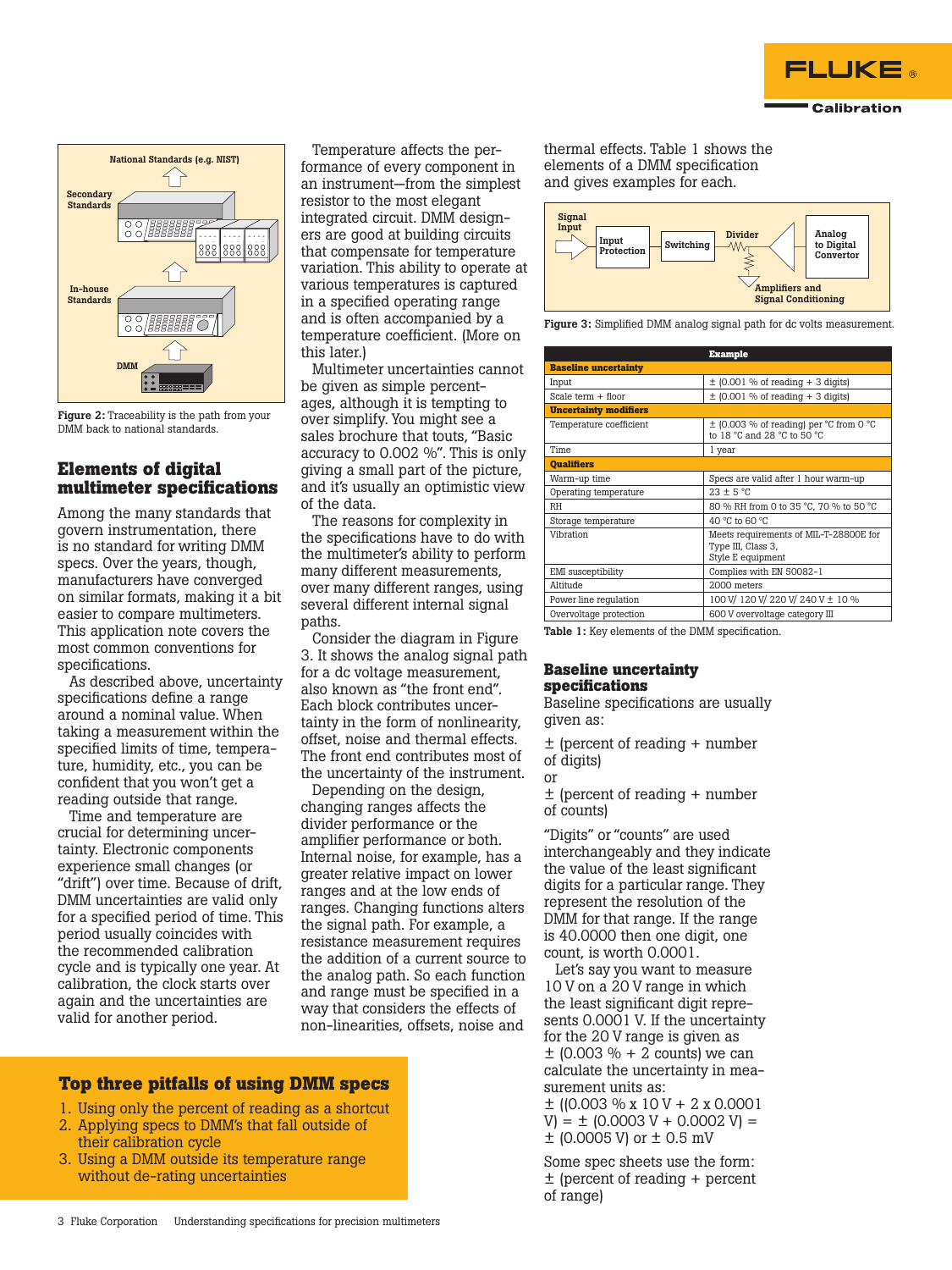Figure 2: Traceability is the path from your DMM back to national standards.

## Elements of digital multimeter specifications

Among the many standards that govern instrumentation, there is no standard for writing DMM specs. Over the years, though, manufacturers have converged on similar formats, making it a bit easier to compare multimeters. This application note covers the most common conventions for specifications.

As described above, uncertainty specifications define a range around a nominal value. When taking a measurement within the specified limits of time, temperature, humidity, etc., you can be confident that you won't get a reading outside that range.

Time and temperature are crucial for determining uncertainty. Electronic components experience small changes (or "drift") over time. Because of drift, DMM uncertainties are valid only for a specified period of time. This period usually coincides with the recommended calibration cycle and is typically one year. At calibration, the clock starts over again and the uncertainties are valid for another period.

Temperature affects the performance of every component in an instrument—from the simplest resistor to the most elegant integrated circuit. DMM designers are good at building circuits that compensate for temperature variation. This ability to operate at various temperatures is captured in a specified operating range and is often accompanied by a temperature coefficient. (More on this later.)

Multimeter uncertainties cannot be given as simple percentages, although it is tempting to over simplify. You might see a sales brochure that touts, "Basic accuracy to 0.002 %". This is only giving a small part of the picture, and it's usually an optimistic view of the data.

The reasons for complexity in the specifications have to do with the multimeter's ability to perform many different measurements, over many different ranges, using several different internal signal paths.

Consider the diagram in Figure 3. It shows the analog signal path for a dc voltage measurement, also known as "the front end". Each block contributes uncertainty in the form of nonlinearity, offset, noise and thermal effects. The front end contributes most of the uncertainty of the instrument.

Depending on the design, changing ranges affects the divider performance or the amplifier performance or both. Internal noise, for example, has a greater relative impact on lower ranges and at the low ends of ranges. Changing functions alters the signal path. For example, a resistance measurement requires the addition of a current source to the analog path. So each function and range must be specified in a way that considers the effects of non-linearities, offsets, noise and thermal effects. Table 1 shows the elements of a DMM specification and gives examples for each.

Figure 3: Simplified DMM analog signal path for dc volts measurement.

| | Example |
|---|---|
| **Baseline uncertainty** | |
| Input | ± (0.001 % of reading + 3 digits) |
| Scale term + floor | ± (0.001 % of reading + 3 digits) |
| **Uncertainty modifiers** | |
| Temperature coefficient | ± (0.003 % of reading) per °C from 0 °C to 18 °C and 28 °C to 50 °C |
| Time | 1 year |
| **Qualifiers** | |
| Warm-up time | Specs are valid after 1 hour warm-up |
| Operating temperature | 23 ± 5 °C |
| RH | 80 % RH from 0 to 35 °C, 70 % to 50 °C |
| Storage temperature | 40 °C to 60 °C |
| Vibration | Meets requirements of MIL-T-28800E for Type III, Class 3, Style E equipment |
| EMI susceptibility | Complies with EN 50082-1 |
| Altitude | 2000 meters |
| Power line regulation | 100 V/ 120 V/ 220 V/ 240 V ± 10 % |
| Overvoltage protection | 600 V overvoltage category III |

Table 1: Key elements of the DMM specification.

### Baseline uncertainty specifications

Baseline specifications are usually given as:

± (percent of reading + number of digits)

or

± (percent of reading + number of counts)

"Digits" or "counts" are used interchangeably and they indicate the value of the least significant digits for a particular range. They represent the resolution of the DMM for that range. If the range is 40.0000 then one digit, one count, is worth 0.0001.

Let's say you want to measure 10 V on a 20 V range in which the least significant digit represents 0.0001 V. If the uncertainty for the 20 V range is given as ± (0.003 % + 2 counts) we can calculate the uncertainty in measurement units as:

± ((0.003 % x 10 V + 2 x 0.0001 V) = ± (0.0003 V + 0.0002 V) = ± (0.0005 V) or ± 0.5 mV

Some spec sheets use the form:
± (percent of reading + percent of range)

### Top three pitfalls of using DMM specs

1. Using only the percent of reading as a shortcut
2. Applying specs to DMM's that fall outside of their calibration cycle
3. Using a DMM outside its temperature range without de-rating uncertainties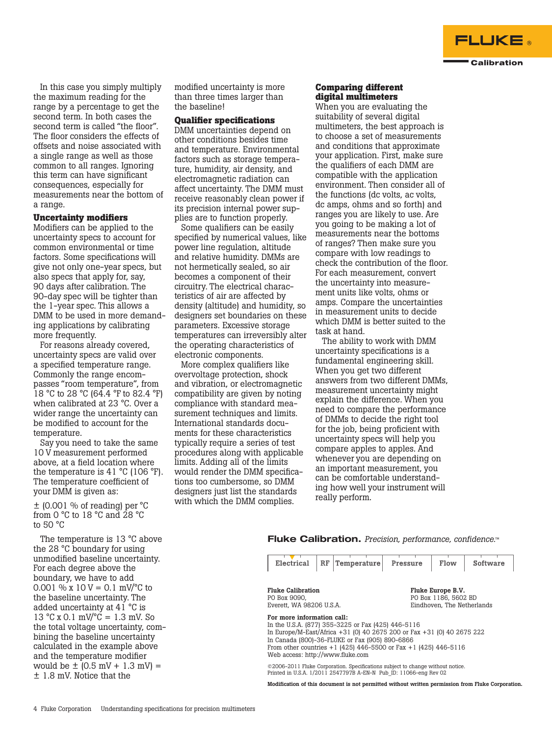In this case you simply multiply the maximum reading for the range by a percentage to get the second term. In both cases the second term is called "the floor". The floor considers the effects of offsets and noise associated with a single range as well as those common to all ranges. Ignoring this term can have significant consequences, especially for measurements near the bottom of a range.

### Uncertainty modifiers

Modifiers can be applied to the uncertainty specs to account for common environmental or time factors. Some specifications will give not only one-year specs, but also specs that apply for, say, 90 days after calibration. The 90-day spec will be tighter than the 1-year spec. This allows a DMM to be used in more demanding applications by calibrating more frequently.

For reasons already covered, uncertainty specs are valid over a specified temperature range. Commonly the range encompasses "room temperature", from 18 °C to 28 °C (64.4 °F to 82.4 °F) when calibrated at 23 °C. Over a wider range the uncertainty can be modified to account for the temperature.

Say you need to take the same 10 V measurement performed above, at a field location where the temperature is 41 °C (106 °F). The temperature coefficient of your DMM is given as:

± (0.001 % of reading) per °C from 0 °C to 18 °C and 28 °C to 50 °C

The temperature is 13 °C above the 28 °C boundary for using unmodified baseline uncertainty. For each degree above the boundary, we have to add 0.001 % x 10 V = 0.1 mV/°C to the baseline uncertainty. The added uncertainty at 41 °C is 13 °C x 0.1 mV/°C = 1.3 mV. So the total voltage uncertainty, combining the baseline uncertainty calculated in the example above and the temperature modifier would be ± (0.5 mV + 1.3 mV) = ± 1.8 mV. Notice that the modified uncertainty is more than three times larger than the baseline!

### Qualifier specifications

DMM uncertainties depend on other conditions besides time and temperature. Environmental factors such as storage temperature, humidity, air density, and electromagnetic radiation can affect uncertainty. The DMM must receive reasonably clean power if its precision internal power supplies are to function properly.

Some qualifiers can be easily specified by numerical values, like power line regulation, altitude and relative humidity. DMMs are not hermetically sealed, so air becomes a component of their circuitry. The electrical characteristics of air are affected by density (altitude) and humidity, so designers set boundaries on these parameters. Excessive storage temperatures can irreversibly alter the operating characteristics of electronic components.

More complex qualifiers like overvoltage protection, shock and vibration, or electromagnetic compatibility are given by noting compliance with standard measurement techniques and limits. International standards documents for these characteristics typically require a series of test procedures along with applicable limits. Adding all of the limits would render the DMM specifications too cumbersome, so DMM designers just list the standards with which the DMM complies.

### Comparing different digital multimeters

When you are evaluating the suitability of several digital multimeters, the best approach is to choose a set of measurements and conditions that approximate your application. First, make sure the qualifiers of each DMM are compatible with the application environment. Then consider all of the functions (dc volts, ac volts, dc amps, ohms and so forth) and ranges you are likely to use. Are you going to be making a lot of measurements near the bottoms of ranges? Then make sure you compare with low readings to check the contribution of the floor. For each measurement, convert the uncertainty into measurement units like volts, ohms or amps. Compare the uncertainties in measurement units to decide which DMM is better suited to the task at hand.

The ability to work with DMM uncertainty specifications is a fundamental engineering skill. When you get two different answers from two different DMMs, measurement uncertainty might explain the difference. When you need to compare the performance of DMMs to decide the right tool for the job, being proficient with uncertainty specs will help you compare apples to apples. And whenever you are depending on an important measurement, you can be comfortable understanding how well your instrument will really perform.

**Fluke Calibration.** *Precision, performance, confidence.*™

Electrical | RF | Temperature | Pressure | Flow | Software

**Fluke Calibration**
PO Box 9090,
Everett, WA 98206 U.S.A.

**Fluke Europe B.V.**
PO Box 1186, 5602 BD
Eindhoven, The Netherlands

**For more information call:**
In the U.S.A. (877) 355-3225 or Fax (425) 446-5116
In Europe/M-East/Africa +31 (0) 40 2675 200 or Fax +31 (0) 40 2675 222
In Canada (800)-36-FLUKE or Fax (905) 890-6866
From other countries +1 (425) 446-5500 or Fax +1 (425) 446-5116
Web access: http://www.fluke.com

©2006-2011 Fluke Corporation. Specifications subject to change without notice.
Printed in U.S.A. 1/2011 2547797B A-EN-N Pub_ID: 11066-eng Rev 02

**Modification of this document is not permitted without written permission from Fluke Corporation.**